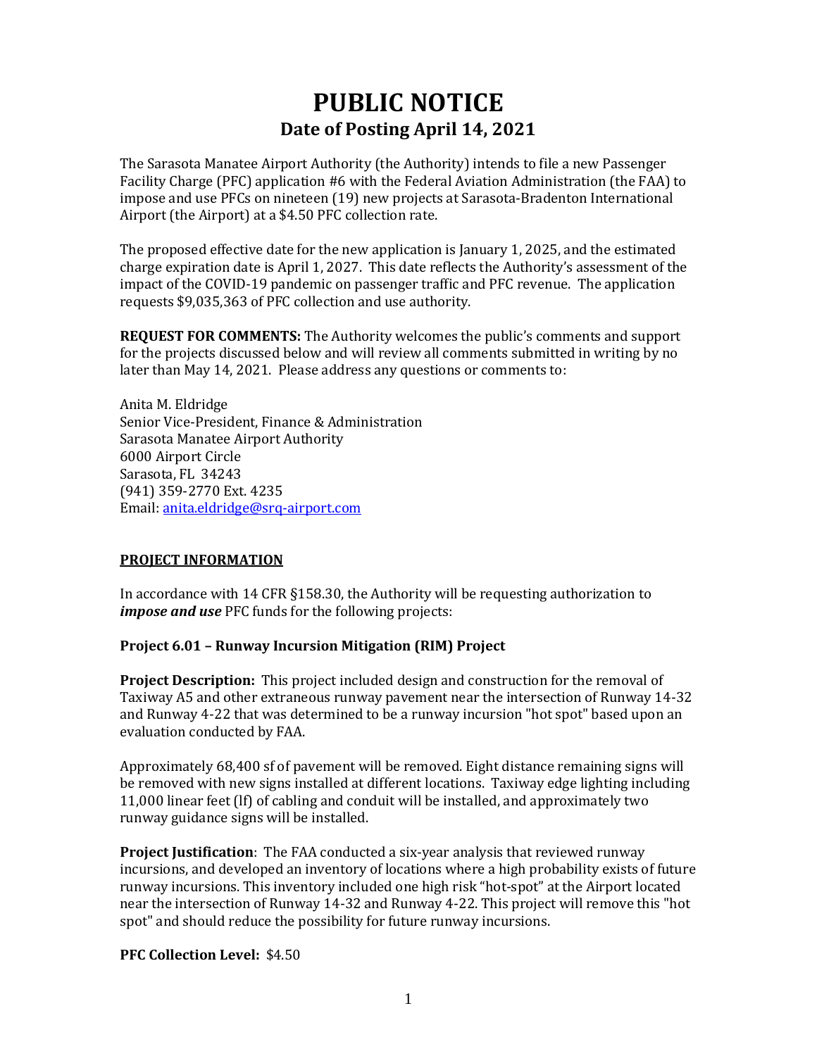# PUBLIC NOTICE

## Date of Posting April 14, 2021

The Sarasota Manatee Airport Authority (the Authority) intends to file a new Passenger Facility Charge (PFC) application #6 with the Federal Aviation Administration (the FAA) to impose and use PFCs on nineteen (19) new projects at Sarasota-Bradenton International Airport (the Airport) at a $4.50 PFC collection rate.

The proposed effective date for the new application is January 1, 2025, and the estimated charge expiration date is April 1, 2027. This date reflects the Authority's assessment of the impact of the COVID-19 pandemic on passenger traffic and PFC revenue. The application requests $9,035,363 of PFC collection and use authority.

**REQUEST FOR COMMENTS:** The Authority welcomes the public's comments and support for the projects discussed below and will review all comments submitted in writing by no later than May 14, 2021. Please address any questions or comments to:

Anita M. Eldridge
Senior Vice-President, Finance & Administration
Sarasota Manatee Airport Authority
6000 Airport Circle
Sarasota, FL 34243
(941) 359-2770 Ext. 4235
Email: [anita.eldridge@srq-airport.com](mailto:anita.eldridge@srq-airport.com)

**PROJECT INFORMATION**

In accordance with 14 CFR §158.30, the Authority will be requesting authorization to ***impose and use*** PFC funds for the following projects:

**Project 6.01 – Runway Incursion Mitigation (RIM) Project**

**Project Description:** This project included design and construction for the removal of Taxiway A5 and other extraneous runway pavement near the intersection of Runway 14-32 and Runway 4-22 that was determined to be a runway incursion "hot spot" based upon an evaluation conducted by FAA.

Approximately 68,400 sf of pavement will be removed. Eight distance remaining signs will be removed with new signs installed at different locations. Taxiway edge lighting including 11,000 linear feet (lf) of cabling and conduit will be installed, and approximately two runway guidance signs will be installed.

**Project Justification**: The FAA conducted a six-year analysis that reviewed runway incursions, and developed an inventory of locations where a high probability exists of future runway incursions. This inventory included one high risk "hot-spot" at the Airport located near the intersection of Runway 14-32 and Runway 4-22. This project will remove this "hot spot" and should reduce the possibility for future runway incursions.

**PFC Collection Level:** $4.50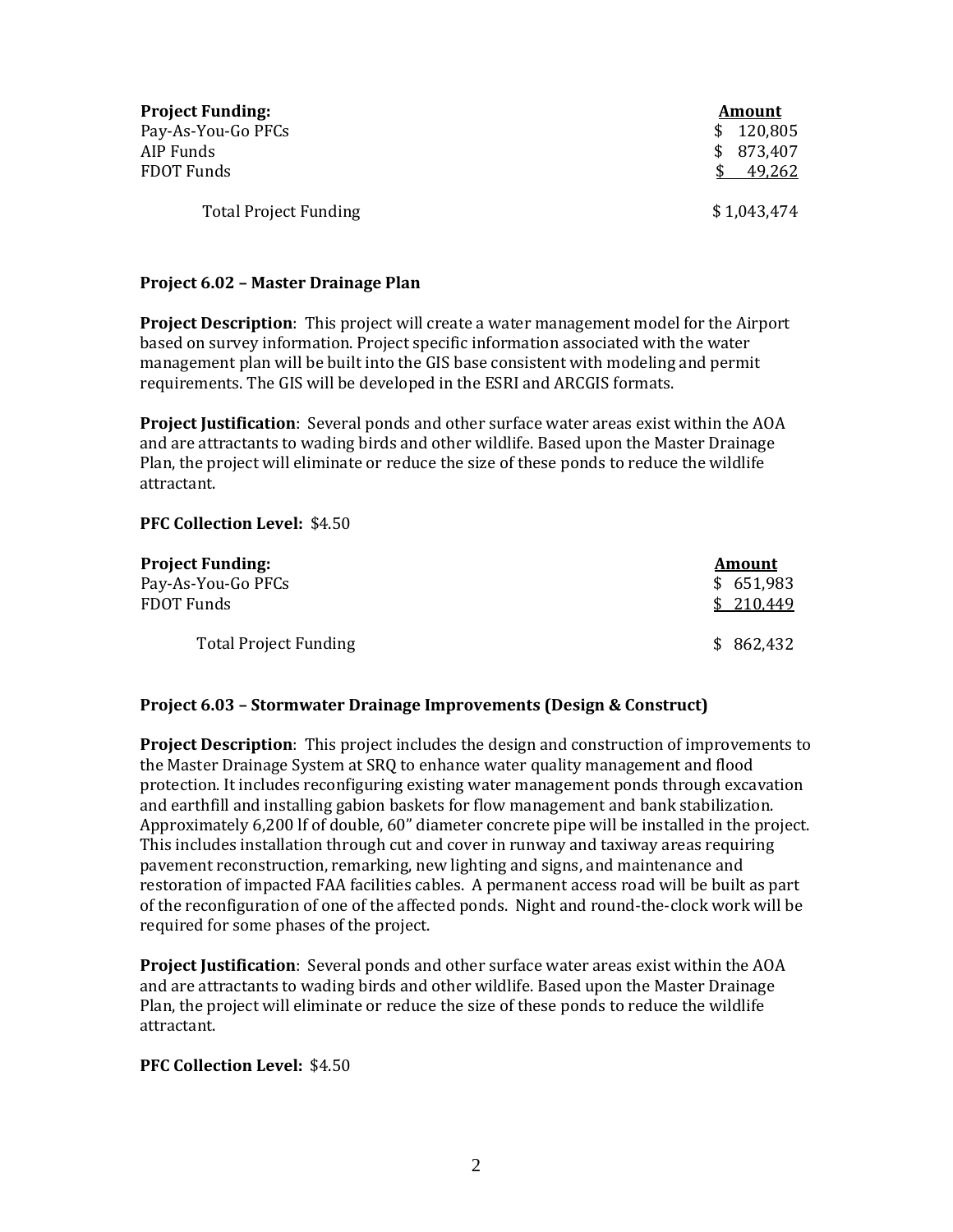| **Project Funding:** | **Amount** |
|---|---|
| Pay-As-You-Go PFCs | $ 120,805 |
| AIP Funds | $ 873,407 |
| FDOT Funds | $ 49,262 |
| Total Project Funding | $ 1,043,474 |

**Project 6.02 – Master Drainage Plan**

**Project Description**: This project will create a water management model for the Airport based on survey information. Project specific information associated with the water management plan will be built into the GIS base consistent with modeling and permit requirements. The GIS will be developed in the ESRI and ARCGIS formats.

**Project Justification**: Several ponds and other surface water areas exist within the AOA and are attractants to wading birds and other wildlife. Based upon the Master Drainage Plan, the project will eliminate or reduce the size of these ponds to reduce the wildlife attractant.

**PFC Collection Level:** $4.50

| **Project Funding:** | **Amount** |
|---|---|
| Pay-As-You-Go PFCs | $ 651,983 |
| FDOT Funds | $ 210,449 |
| Total Project Funding | $ 862,432 |

**Project 6.03 – Stormwater Drainage Improvements (Design & Construct)**

**Project Description**: This project includes the design and construction of improvements to the Master Drainage System at SRQ to enhance water quality management and flood protection. It includes reconfiguring existing water management ponds through excavation and earthfill and installing gabion baskets for flow management and bank stabilization. Approximately 6,200 lf of double, 60" diameter concrete pipe will be installed in the project. This includes installation through cut and cover in runway and taxiway areas requiring pavement reconstruction, remarking, new lighting and signs, and maintenance and restoration of impacted FAA facilities cables. A permanent access road will be built as part of the reconfiguration of one of the affected ponds. Night and round-the-clock work will be required for some phases of the project.

**Project Justification**: Several ponds and other surface water areas exist within the AOA and are attractants to wading birds and other wildlife. Based upon the Master Drainage Plan, the project will eliminate or reduce the size of these ponds to reduce the wildlife attractant.

**PFC Collection Level:** $4.50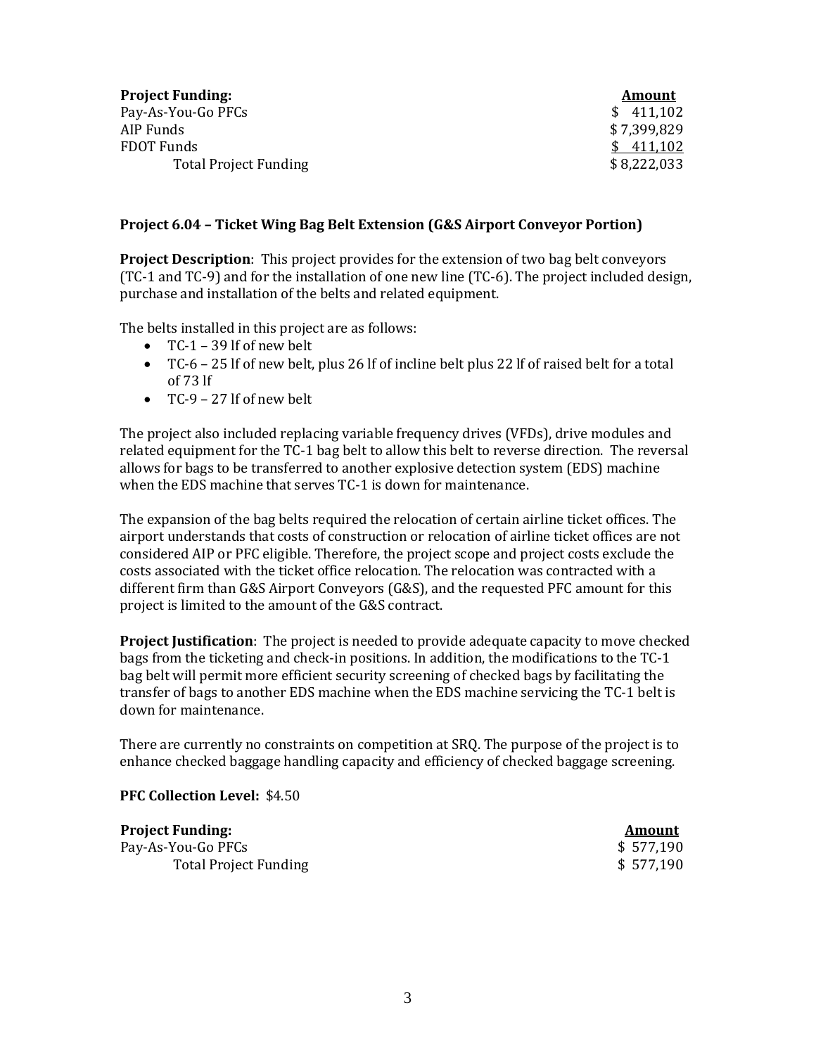| Project Funding: | Amount |
| --- | --- |
| Pay-As-You-Go PFCs | $ 411,102 |
| AIP Funds | $ 7,399,829 |
| FDOT Funds | $ 411,102 |
| Total Project Funding | $ 8,222,033 |

**Project 6.04 – Ticket Wing Bag Belt Extension (G&S Airport Conveyor Portion)**

**Project Description**: This project provides for the extension of two bag belt conveyors (TC-1 and TC-9) and for the installation of one new line (TC-6). The project included design, purchase and installation of the belts and related equipment.

The belts installed in this project are as follows:

- TC-1 – 39 lf of new belt
- TC-6 – 25 lf of new belt, plus 26 lf of incline belt plus 22 lf of raised belt for a total of 73 lf
- TC-9 – 27 lf of new belt

The project also included replacing variable frequency drives (VFDs), drive modules and related equipment for the TC-1 bag belt to allow this belt to reverse direction. The reversal allows for bags to be transferred to another explosive detection system (EDS) machine when the EDS machine that serves TC-1 is down for maintenance.

The expansion of the bag belts required the relocation of certain airline ticket offices. The airport understands that costs of construction or relocation of airline ticket offices are not considered AIP or PFC eligible. Therefore, the project scope and project costs exclude the costs associated with the ticket office relocation. The relocation was contracted with a different firm than G&S Airport Conveyors (G&S), and the requested PFC amount for this project is limited to the amount of the G&S contract.

**Project Justification**: The project is needed to provide adequate capacity to move checked bags from the ticketing and check-in positions. In addition, the modifications to the TC-1 bag belt will permit more efficient security screening of checked bags by facilitating the transfer of bags to another EDS machine when the EDS machine servicing the TC-1 belt is down for maintenance.

There are currently no constraints on competition at SRQ. The purpose of the project is to enhance checked baggage handling capacity and efficiency of checked baggage screening.

**PFC Collection Level:** $4.50

| Project Funding: | Amount |
| --- | --- |
| Pay-As-You-Go PFCs | $ 577,190 |
| Total Project Funding | $ 577,190 |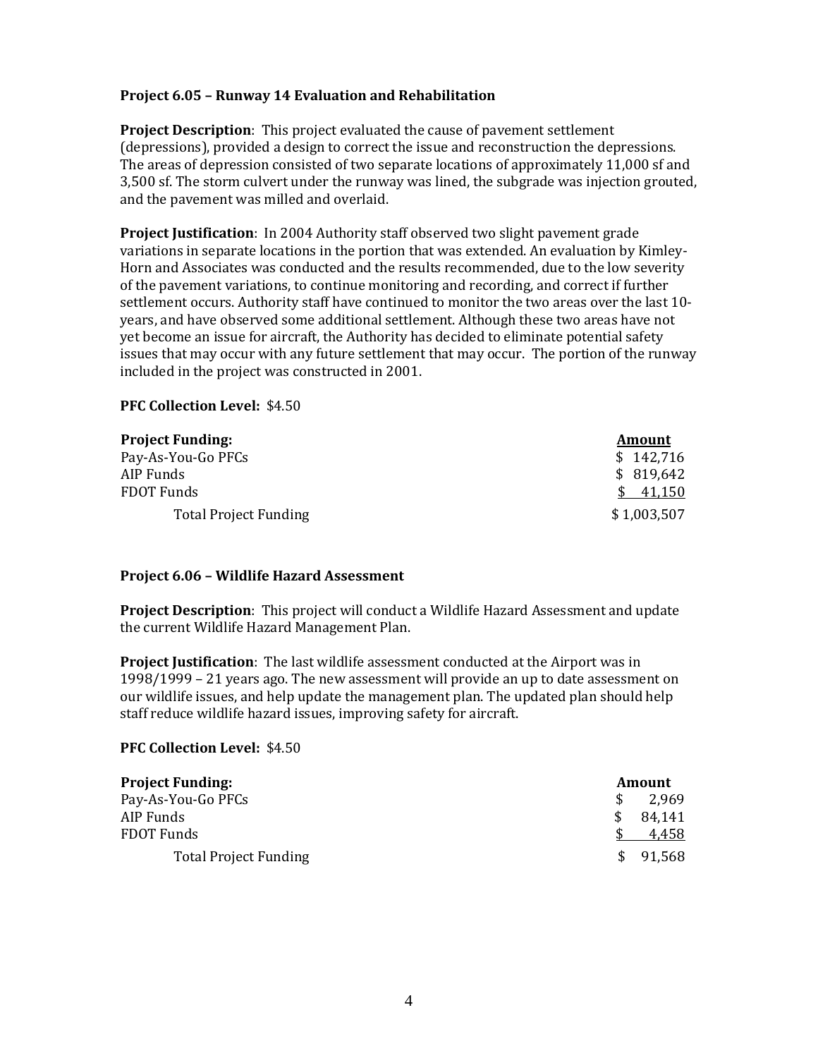**Project 6.05 – Runway 14 Evaluation and Rehabilitation**

**Project Description**: This project evaluated the cause of pavement settlement (depressions), provided a design to correct the issue and reconstruction the depressions. The areas of depression consisted of two separate locations of approximately 11,000 sf and 3,500 sf. The storm culvert under the runway was lined, the subgrade was injection grouted, and the pavement was milled and overlaid.

**Project Justification**: In 2004 Authority staff observed two slight pavement grade variations in separate locations in the portion that was extended. An evaluation by Kimley-Horn and Associates was conducted and the results recommended, due to the low severity of the pavement variations, to continue monitoring and recording, and correct if further settlement occurs. Authority staff have continued to monitor the two areas over the last 10-years, and have observed some additional settlement. Although these two areas have not yet become an issue for aircraft, the Authority has decided to eliminate potential safety issues that may occur with any future settlement that may occur. The portion of the runway included in the project was constructed in 2001.

**PFC Collection Level:** $4.50

| **Project Funding:** | **Amount** |
|---|---|
| Pay-As-You-Go PFCs | $ 142,716 |
| AIP Funds | $ 819,642 |
| FDOT Funds | $ 41,150 |
| Total Project Funding | $ 1,003,507 |

**Project 6.06 – Wildlife Hazard Assessment**

**Project Description**: This project will conduct a Wildlife Hazard Assessment and update the current Wildlife Hazard Management Plan.

**Project Justification**: The last wildlife assessment conducted at the Airport was in 1998/1999 – 21 years ago. The new assessment will provide an up to date assessment on our wildlife issues, and help update the management plan. The updated plan should help staff reduce wildlife hazard issues, improving safety for aircraft.

**PFC Collection Level:** $4.50

| **Project Funding:** | **Amount** |
|---|---|
| Pay-As-You-Go PFCs | $ 2,969 |
| AIP Funds | $ 84,141 |
| FDOT Funds | $ 4,458 |
| Total Project Funding | $ 91,568 |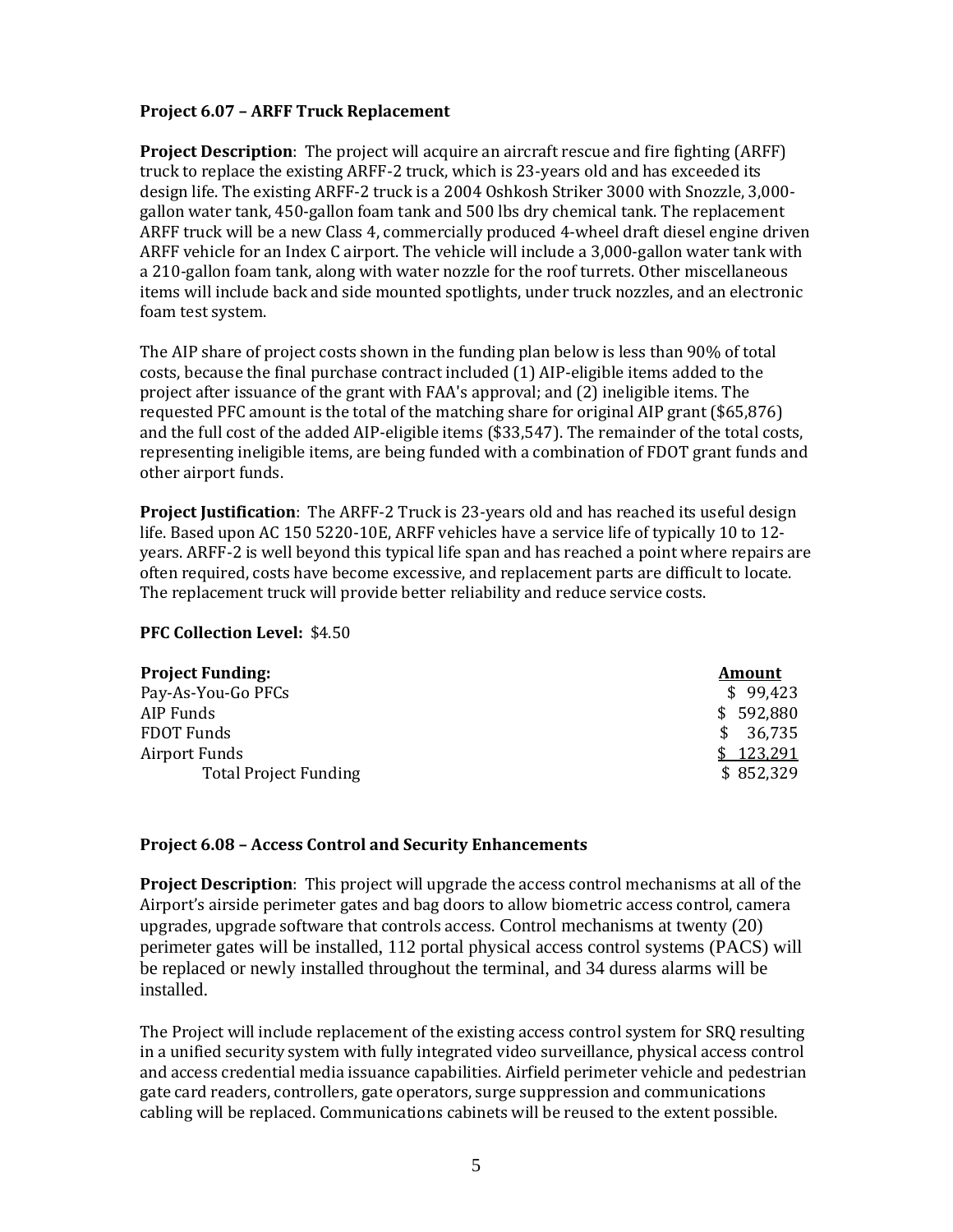**Project 6.07 – ARFF Truck Replacement**

**Project Description**: The project will acquire an aircraft rescue and fire fighting (ARFF) truck to replace the existing ARFF-2 truck, which is 23-years old and has exceeded its design life. The existing ARFF-2 truck is a 2004 Oshkosh Striker 3000 with Snozzle, 3,000-gallon water tank, 450-gallon foam tank and 500 lbs dry chemical tank. The replacement ARFF truck will be a new Class 4, commercially produced 4-wheel draft diesel engine driven ARFF vehicle for an Index C airport. The vehicle will include a 3,000-gallon water tank with a 210-gallon foam tank, along with water nozzle for the roof turrets. Other miscellaneous items will include back and side mounted spotlights, under truck nozzles, and an electronic foam test system.

The AIP share of project costs shown in the funding plan below is less than 90% of total costs, because the final purchase contract included (1) AIP-eligible items added to the project after issuance of the grant with FAA's approval; and (2) ineligible items. The requested PFC amount is the total of the matching share for original AIP grant ($65,876) and the full cost of the added AIP-eligible items ($33,547). The remainder of the total costs, representing ineligible items, are being funded with a combination of FDOT grant funds and other airport funds.

**Project Justification**: The ARFF-2 Truck is 23-years old and has reached its useful design life. Based upon AC 150 5220-10E, ARFF vehicles have a service life of typically 10 to 12-years. ARFF-2 is well beyond this typical life span and has reached a point where repairs are often required, costs have become excessive, and replacement parts are difficult to locate. The replacement truck will provide better reliability and reduce service costs.

**PFC Collection Level:** $4.50

| **Project Funding:** | **Amount** |
|---|---|
| Pay-As-You-Go PFCs | $ 99,423 |
| AIP Funds | $ 592,880 |
| FDOT Funds | $ 36,735 |
| Airport Funds | $ 123,291 |
| Total Project Funding | $ 852,329 |

**Project 6.08 – Access Control and Security Enhancements**

**Project Description**: This project will upgrade the access control mechanisms at all of the Airport's airside perimeter gates and bag doors to allow biometric access control, camera upgrades, upgrade software that controls access. Control mechanisms at twenty (20) perimeter gates will be installed, 112 portal physical access control systems (PACS) will be replaced or newly installed throughout the terminal, and 34 duress alarms will be installed.

The Project will include replacement of the existing access control system for SRQ resulting in a unified security system with fully integrated video surveillance, physical access control and access credential media issuance capabilities. Airfield perimeter vehicle and pedestrian gate card readers, controllers, gate operators, surge suppression and communications cabling will be replaced. Communications cabinets will be reused to the extent possible.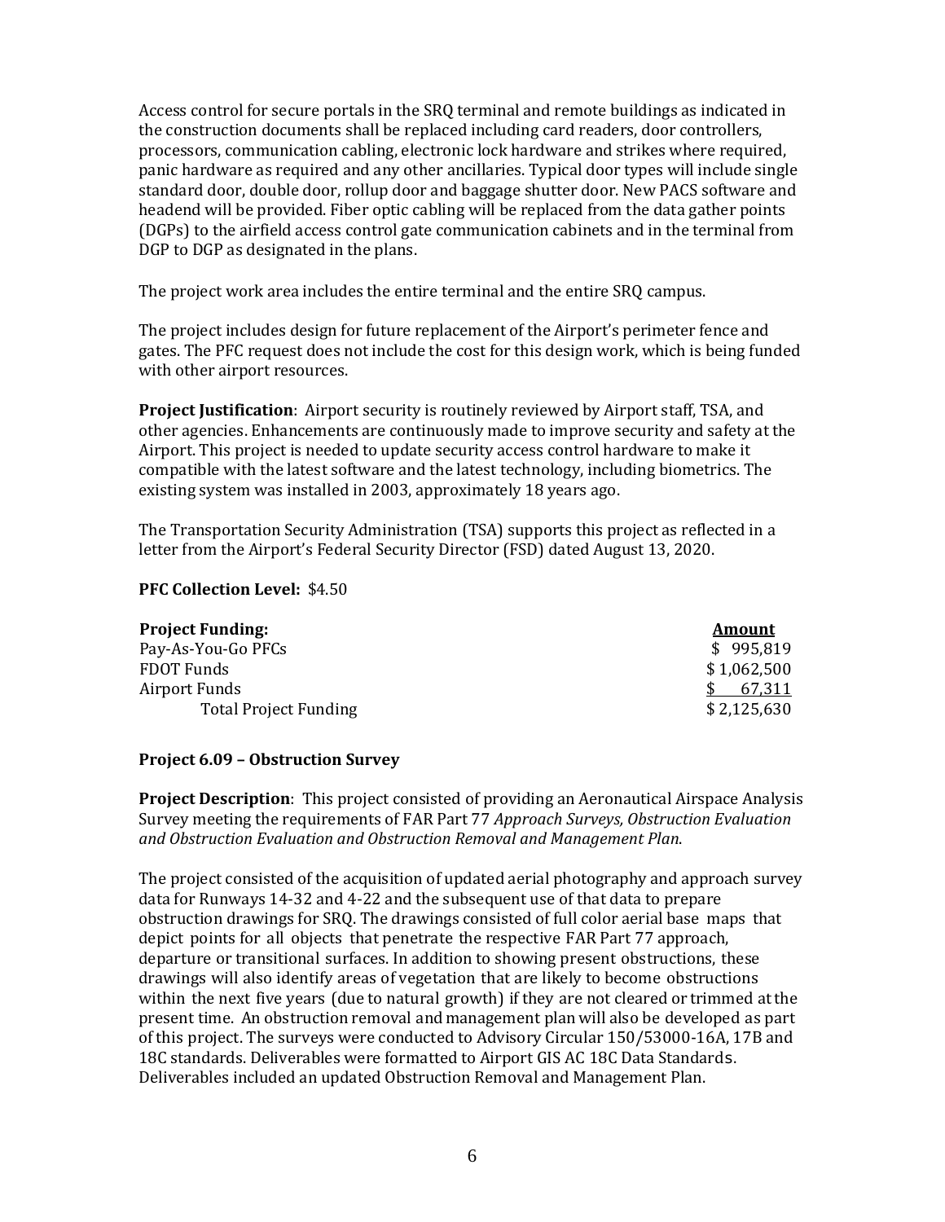Access control for secure portals in the SRQ terminal and remote buildings as indicated in the construction documents shall be replaced including card readers, door controllers, processors, communication cabling, electronic lock hardware and strikes where required, panic hardware as required and any other ancillaries. Typical door types will include single standard door, double door, rollup door and baggage shutter door. New PACS software and headend will be provided. Fiber optic cabling will be replaced from the data gather points (DGPs) to the airfield access control gate communication cabinets and in the terminal from DGP to DGP as designated in the plans.

The project work area includes the entire terminal and the entire SRQ campus.

The project includes design for future replacement of the Airport's perimeter fence and gates. The PFC request does not include the cost for this design work, which is being funded with other airport resources.

**Project Justification**: Airport security is routinely reviewed by Airport staff, TSA, and other agencies. Enhancements are continuously made to improve security and safety at the Airport. This project is needed to update security access control hardware to make it compatible with the latest software and the latest technology, including biometrics. The existing system was installed in 2003, approximately 18 years ago.

The Transportation Security Administration (TSA) supports this project as reflected in a letter from the Airport's Federal Security Director (FSD) dated August 13, 2020.

**PFC Collection Level:** $4.50

| **Project Funding:** | **Amount** |
|---|---|
| Pay-As-You-Go PFCs | $ 995,819 |
| FDOT Funds | $ 1,062,500 |
| Airport Funds | $ 67,311 |
| Total Project Funding | $ 2,125,630 |

**Project 6.09 – Obstruction Survey**

**Project Description**: This project consisted of providing an Aeronautical Airspace Analysis Survey meeting the requirements of FAR Part 77 *Approach Surveys, Obstruction Evaluation and Obstruction Evaluation and Obstruction Removal and Management Plan*.

The project consisted of the acquisition of updated aerial photography and approach survey data for Runways 14-32 and 4-22 and the subsequent use of that data to prepare obstruction drawings for SRQ. The drawings consisted of full color aerial base maps that depict points for all objects that penetrate the respective FAR Part 77 approach, departure or transitional surfaces. In addition to showing present obstructions, these drawings will also identify areas of vegetation that are likely to become obstructions within the next five years (due to natural growth) if they are not cleared or trimmed at the present time. An obstruction removal and management plan will also be developed as part of this project. The surveys were conducted to Advisory Circular 150/53000-16A, 17B and 18C standards. Deliverables were formatted to Airport GIS AC 18C Data Standards. Deliverables included an updated Obstruction Removal and Management Plan.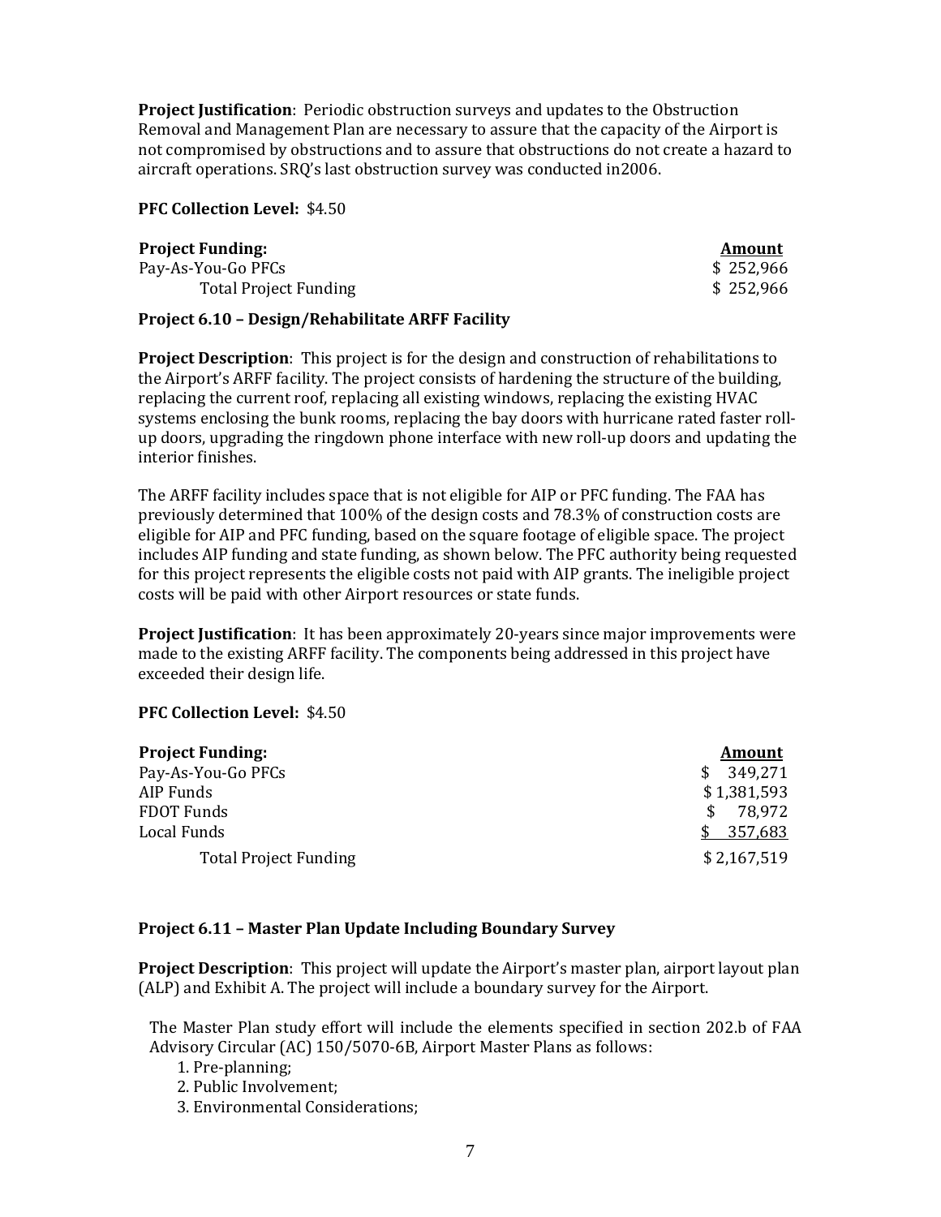**Project Justification**: Periodic obstruction surveys and updates to the Obstruction Removal and Management Plan are necessary to assure that the capacity of the Airport is not compromised by obstructions and to assure that obstructions do not create a hazard to aircraft operations. SRQ's last obstruction survey was conducted in2006.

**PFC Collection Level:** $4.50

| **Project Funding:** | **Amount** |
|---|---|
| Pay-As-You-Go PFCs | $ 252,966 |
| Total Project Funding | $ 252,966 |

**Project 6.10 – Design/Rehabilitate ARFF Facility**

**Project Description**: This project is for the design and construction of rehabilitations to the Airport's ARFF facility. The project consists of hardening the structure of the building, replacing the current roof, replacing all existing windows, replacing the existing HVAC systems enclosing the bunk rooms, replacing the bay doors with hurricane rated faster roll-up doors, upgrading the ringdown phone interface with new roll-up doors and updating the interior finishes.

The ARFF facility includes space that is not eligible for AIP or PFC funding. The FAA has previously determined that 100% of the design costs and 78.3% of construction costs are eligible for AIP and PFC funding, based on the square footage of eligible space. The project includes AIP funding and state funding, as shown below. The PFC authority being requested for this project represents the eligible costs not paid with AIP grants. The ineligible project costs will be paid with other Airport resources or state funds.

**Project Justification**: It has been approximately 20-years since major improvements were made to the existing ARFF facility. The components being addressed in this project have exceeded their design life.

**PFC Collection Level:** $4.50

| **Project Funding:** | **Amount** |
|---|---|
| Pay-As-You-Go PFCs | $ 349,271 |
| AIP Funds | $ 1,381,593 |
| FDOT Funds | $ 78,972 |
| Local Funds | $ 357,683 |
| Total Project Funding | $ 2,167,519 |

**Project 6.11 – Master Plan Update Including Boundary Survey**

**Project Description**: This project will update the Airport's master plan, airport layout plan (ALP) and Exhibit A. The project will include a boundary survey for the Airport.

The Master Plan study effort will include the elements specified in section 202.b of FAA Advisory Circular (AC) 150/5070-6B, Airport Master Plans as follows:

1. Pre-planning;
2. Public Involvement;
3. Environmental Considerations;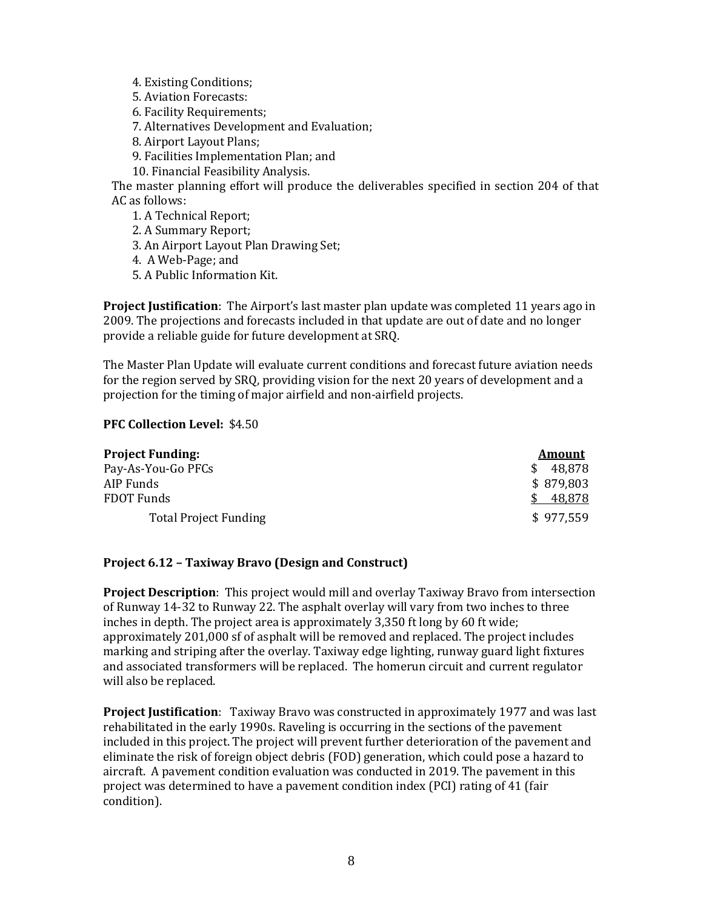4. Existing Conditions;
5. Aviation Forecasts:
6. Facility Requirements;
7. Alternatives Development and Evaluation;
8. Airport Layout Plans;
9. Facilities Implementation Plan; and
10. Financial Feasibility Analysis.

The master planning effort will produce the deliverables specified in section 204 of that AC as follows:

1. A Technical Report;
2. A Summary Report;
3. An Airport Layout Plan Drawing Set;
4. A Web-Page; and
5. A Public Information Kit.

**Project Justification**: The Airport's last master plan update was completed 11 years ago in 2009. The projections and forecasts included in that update are out of date and no longer provide a reliable guide for future development at SRQ.

The Master Plan Update will evaluate current conditions and forecast future aviation needs for the region served by SRQ, providing vision for the next 20 years of development and a projection for the timing of major airfield and non-airfield projects.

**PFC Collection Level:** $4.50

| **Project Funding:** | **Amount** |
|---|---|
| Pay-As-You-Go PFCs | $ 48,878 |
| AIP Funds | $ 879,803 |
| FDOT Funds | $ 48,878 |
| Total Project Funding | $ 977,559 |

**Project 6.12 – Taxiway Bravo (Design and Construct)**

**Project Description**: This project would mill and overlay Taxiway Bravo from intersection of Runway 14-32 to Runway 22. The asphalt overlay will vary from two inches to three inches in depth. The project area is approximately 3,350 ft long by 60 ft wide; approximately 201,000 sf of asphalt will be removed and replaced. The project includes marking and striping after the overlay. Taxiway edge lighting, runway guard light fixtures and associated transformers will be replaced. The homerun circuit and current regulator will also be replaced.

**Project Justification**: Taxiway Bravo was constructed in approximately 1977 and was last rehabilitated in the early 1990s. Raveling is occurring in the sections of the pavement included in this project. The project will prevent further deterioration of the pavement and eliminate the risk of foreign object debris (FOD) generation, which could pose a hazard to aircraft. A pavement condition evaluation was conducted in 2019. The pavement in this project was determined to have a pavement condition index (PCI) rating of 41 (fair condition).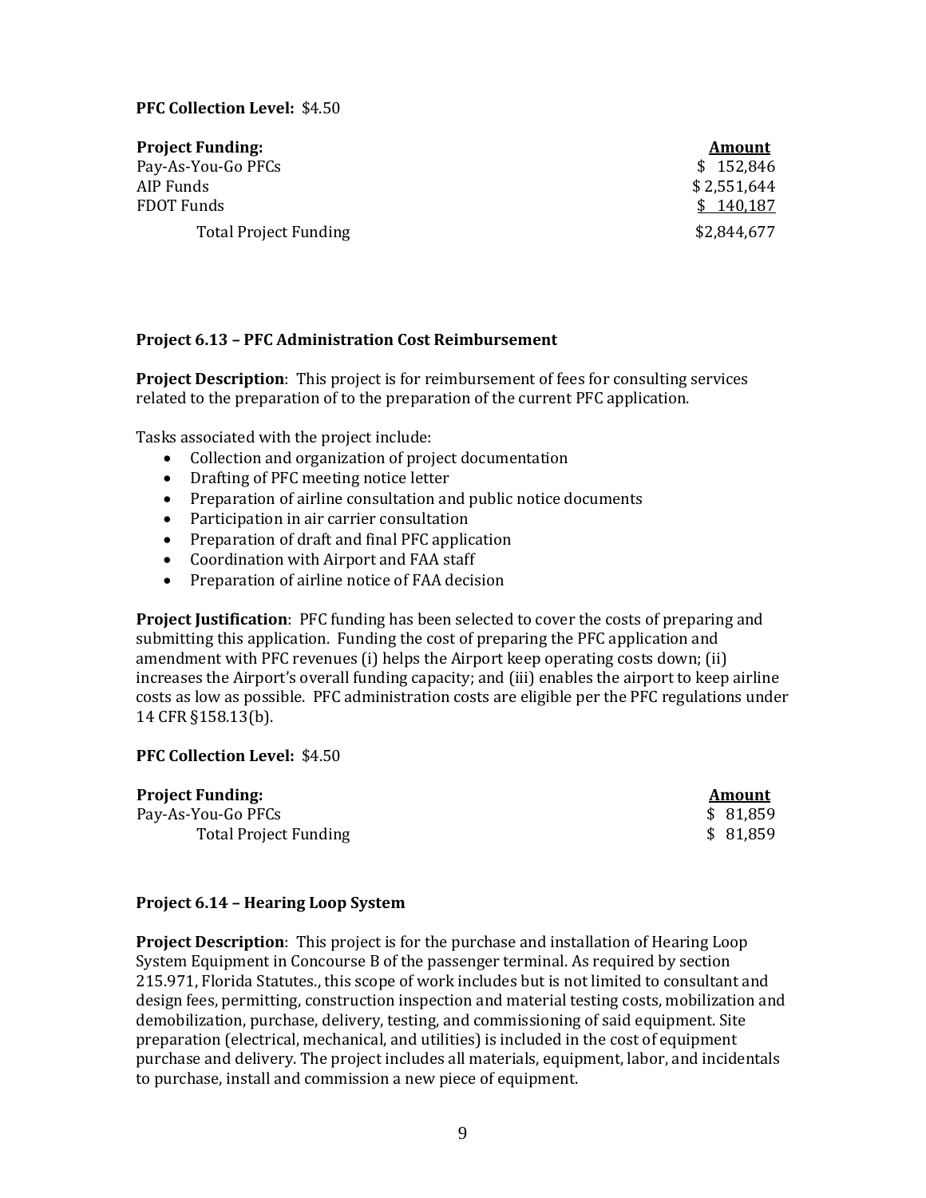**PFC Collection Level:** $4.50

| **Project Funding:** | **Amount** |
|---|---|
| Pay-As-You-Go PFCs | $ 152,846 |
| AIP Funds | $ 2,551,644 |
| FDOT Funds | $ 140,187 |
| Total Project Funding | $2,844,677 |

**Project 6.13 – PFC Administration Cost Reimbursement**

**Project Description**: This project is for reimbursement of fees for consulting services related to the preparation of to the preparation of the current PFC application.

Tasks associated with the project include:

- Collection and organization of project documentation
- Drafting of PFC meeting notice letter
- Preparation of airline consultation and public notice documents
- Participation in air carrier consultation
- Preparation of draft and final PFC application
- Coordination with Airport and FAA staff
- Preparation of airline notice of FAA decision

**Project Justification**: PFC funding has been selected to cover the costs of preparing and submitting this application. Funding the cost of preparing the PFC application and amendment with PFC revenues (i) helps the Airport keep operating costs down; (ii) increases the Airport's overall funding capacity; and (iii) enables the airport to keep airline costs as low as possible. PFC administration costs are eligible per the PFC regulations under 14 CFR §158.13(b).

**PFC Collection Level:** $4.50

| **Project Funding:** | **Amount** |
|---|---|
| Pay-As-You-Go PFCs | $ 81,859 |
| Total Project Funding | $ 81,859 |

**Project 6.14 – Hearing Loop System**

**Project Description**: This project is for the purchase and installation of Hearing Loop System Equipment in Concourse B of the passenger terminal. As required by section 215.971, Florida Statutes., this scope of work includes but is not limited to consultant and design fees, permitting, construction inspection and material testing costs, mobilization and demobilization, purchase, delivery, testing, and commissioning of said equipment. Site preparation (electrical, mechanical, and utilities) is included in the cost of equipment purchase and delivery. The project includes all materials, equipment, labor, and incidentals to purchase, install and commission a new piece of equipment.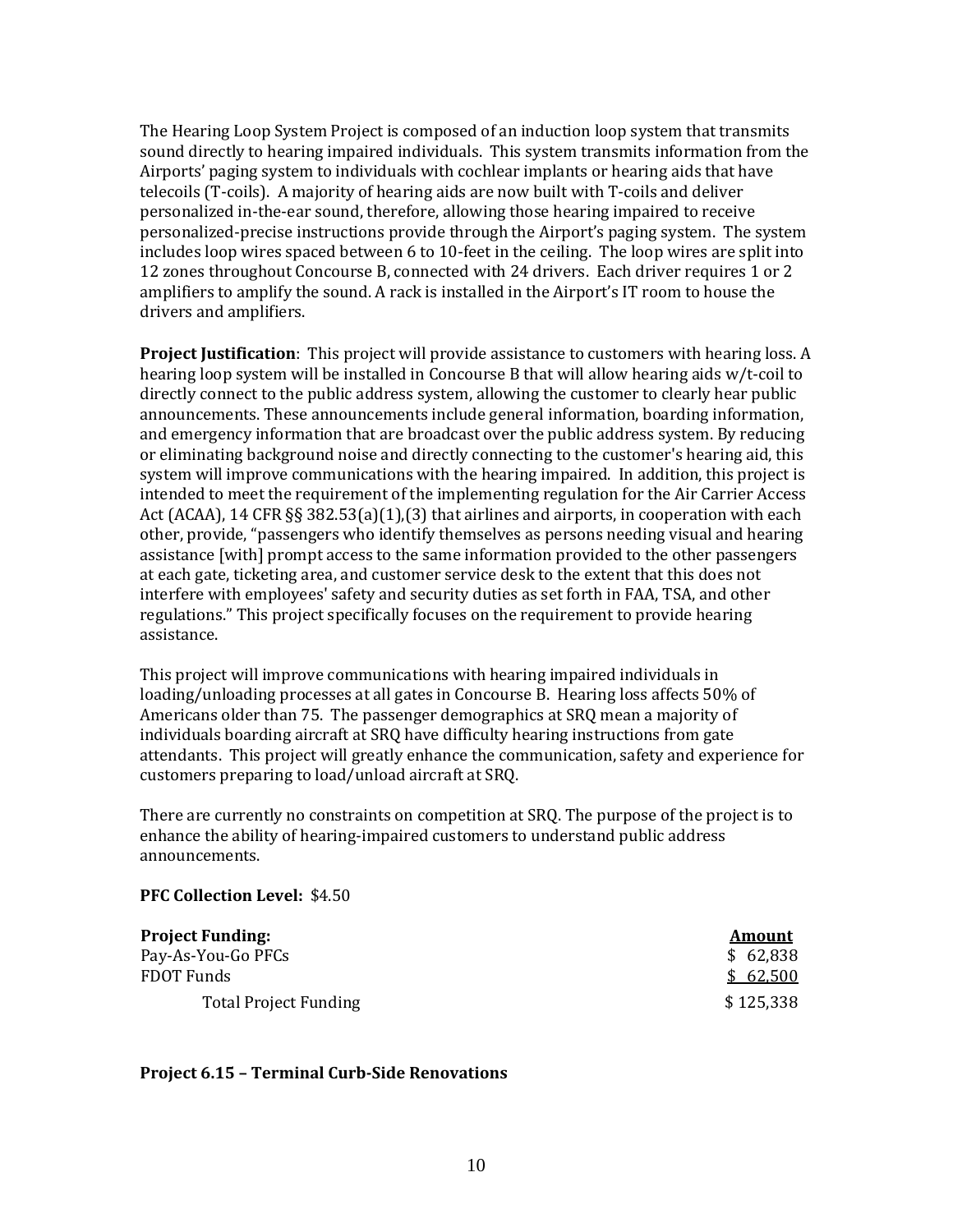The Hearing Loop System Project is composed of an induction loop system that transmits sound directly to hearing impaired individuals. This system transmits information from the Airports' paging system to individuals with cochlear implants or hearing aids that have telecoils (T-coils). A majority of hearing aids are now built with T-coils and deliver personalized in-the-ear sound, therefore, allowing those hearing impaired to receive personalized-precise instructions provide through the Airport's paging system. The system includes loop wires spaced between 6 to 10-feet in the ceiling. The loop wires are split into 12 zones throughout Concourse B, connected with 24 drivers. Each driver requires 1 or 2 amplifiers to amplify the sound. A rack is installed in the Airport's IT room to house the drivers and amplifiers.

**Project Justification**: This project will provide assistance to customers with hearing loss. A hearing loop system will be installed in Concourse B that will allow hearing aids w/t-coil to directly connect to the public address system, allowing the customer to clearly hear public announcements. These announcements include general information, boarding information, and emergency information that are broadcast over the public address system. By reducing or eliminating background noise and directly connecting to the customer's hearing aid, this system will improve communications with the hearing impaired. In addition, this project is intended to meet the requirement of the implementing regulation for the Air Carrier Access Act (ACAA), 14 CFR §§ 382.53(a)(1),(3) that airlines and airports, in cooperation with each other, provide, "passengers who identify themselves as persons needing visual and hearing assistance [with] prompt access to the same information provided to the other passengers at each gate, ticketing area, and customer service desk to the extent that this does not interfere with employees' safety and security duties as set forth in FAA, TSA, and other regulations." This project specifically focuses on the requirement to provide hearing assistance.

This project will improve communications with hearing impaired individuals in loading/unloading processes at all gates in Concourse B. Hearing loss affects 50% of Americans older than 75. The passenger demographics at SRQ mean a majority of individuals boarding aircraft at SRQ have difficulty hearing instructions from gate attendants. This project will greatly enhance the communication, safety and experience for customers preparing to load/unload aircraft at SRQ.

There are currently no constraints on competition at SRQ. The purpose of the project is to enhance the ability of hearing-impaired customers to understand public address announcements.

**PFC Collection Level:** $4.50

| **Project Funding:** | **Amount** |
|---|---|
| Pay-As-You-Go PFCs | $ 62,838 |
| FDOT Funds | $ 62,500 |
| Total Project Funding | $ 125,338 |

**Project 6.15 – Terminal Curb-Side Renovations**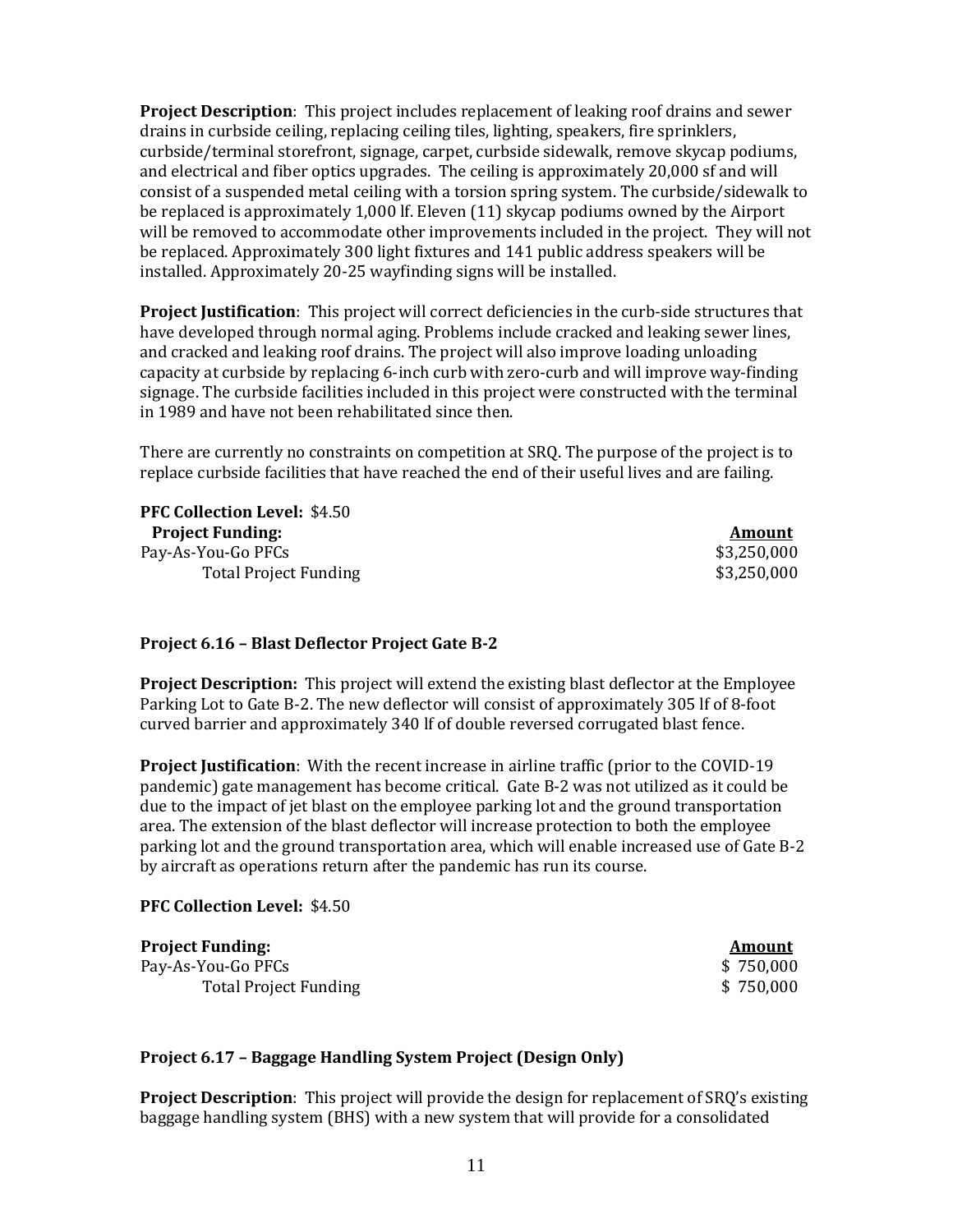**Project Description**: This project includes replacement of leaking roof drains and sewer drains in curbside ceiling, replacing ceiling tiles, lighting, speakers, fire sprinklers, curbside/terminal storefront, signage, carpet, curbside sidewalk, remove skycap podiums, and electrical and fiber optics upgrades. The ceiling is approximately 20,000 sf and will consist of a suspended metal ceiling with a torsion spring system. The curbside/sidewalk to be replaced is approximately 1,000 lf. Eleven (11) skycap podiums owned by the Airport will be removed to accommodate other improvements included in the project. They will not be replaced. Approximately 300 light fixtures and 141 public address speakers will be installed. Approximately 20-25 wayfinding signs will be installed.

**Project Justification**: This project will correct deficiencies in the curb-side structures that have developed through normal aging. Problems include cracked and leaking sewer lines, and cracked and leaking roof drains. The project will also improve loading unloading capacity at curbside by replacing 6-inch curb with zero-curb and will improve way-finding signage. The curbside facilities included in this project were constructed with the terminal in 1989 and have not been rehabilitated since then.

There are currently no constraints on competition at SRQ. The purpose of the project is to replace curbside facilities that have reached the end of their useful lives and are failing.

**PFC Collection Level:** $4.50

| **Project Funding:** | **Amount** |
|---|---|
| Pay-As-You-Go PFCs | $3,250,000 |
| Total Project Funding | $3,250,000 |

### Project 6.16 – Blast Deflector Project Gate B-2

**Project Description:** This project will extend the existing blast deflector at the Employee Parking Lot to Gate B-2. The new deflector will consist of approximately 305 lf of 8-foot curved barrier and approximately 340 lf of double reversed corrugated blast fence.

**Project Justification**: With the recent increase in airline traffic (prior to the COVID-19 pandemic) gate management has become critical. Gate B-2 was not utilized as it could be due to the impact of jet blast on the employee parking lot and the ground transportation area. The extension of the blast deflector will increase protection to both the employee parking lot and the ground transportation area, which will enable increased use of Gate B-2 by aircraft as operations return after the pandemic has run its course.

**PFC Collection Level:** $4.50

| **Project Funding:** | **Amount** |
|---|---|
| Pay-As-You-Go PFCs | $ 750,000 |
| Total Project Funding | $ 750,000 |

### Project 6.17 – Baggage Handling System Project (Design Only)

**Project Description**: This project will provide the design for replacement of SRQ's existing baggage handling system (BHS) with a new system that will provide for a consolidated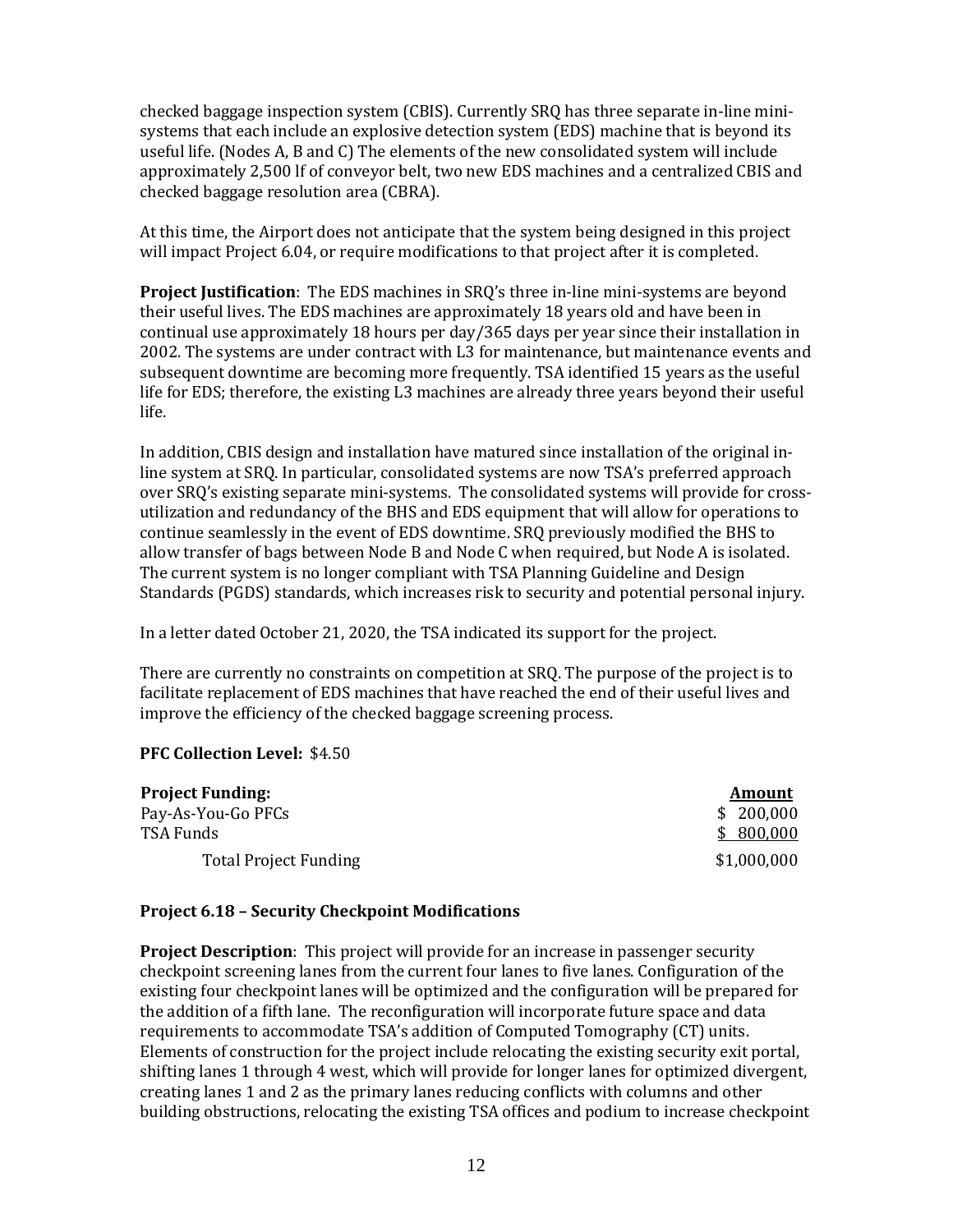checked baggage inspection system (CBIS). Currently SRQ has three separate in-line mini-systems that each include an explosive detection system (EDS) machine that is beyond its useful life. (Nodes A, B and C) The elements of the new consolidated system will include approximately 2,500 lf of conveyor belt, two new EDS machines and a centralized CBIS and checked baggage resolution area (CBRA).

At this time, the Airport does not anticipate that the system being designed in this project will impact Project 6.04, or require modifications to that project after it is completed.

**Project Justification**: The EDS machines in SRQ's three in-line mini-systems are beyond their useful lives. The EDS machines are approximately 18 years old and have been in continual use approximately 18 hours per day/365 days per year since their installation in 2002. The systems are under contract with L3 for maintenance, but maintenance events and subsequent downtime are becoming more frequently. TSA identified 15 years as the useful life for EDS; therefore, the existing L3 machines are already three years beyond their useful life.

In addition, CBIS design and installation have matured since installation of the original in-line system at SRQ. In particular, consolidated systems are now TSA's preferred approach over SRQ's existing separate mini-systems. The consolidated systems will provide for cross-utilization and redundancy of the BHS and EDS equipment that will allow for operations to continue seamlessly in the event of EDS downtime. SRQ previously modified the BHS to allow transfer of bags between Node B and Node C when required, but Node A is isolated. The current system is no longer compliant with TSA Planning Guideline and Design Standards (PGDS) standards, which increases risk to security and potential personal injury.

In a letter dated October 21, 2020, the TSA indicated its support for the project.

There are currently no constraints on competition at SRQ. The purpose of the project is to facilitate replacement of EDS machines that have reached the end of their useful lives and improve the efficiency of the checked baggage screening process.

**PFC Collection Level:** $4.50

| **Project Funding:** | **Amount** |
|---|---|
| Pay-As-You-Go PFCs | $ 200,000 |
| TSA Funds | $ 800,000 |
| Total Project Funding | $1,000,000 |

### Project 6.18 – Security Checkpoint Modifications

**Project Description**: This project will provide for an increase in passenger security checkpoint screening lanes from the current four lanes to five lanes. Configuration of the existing four checkpoint lanes will be optimized and the configuration will be prepared for the addition of a fifth lane. The reconfiguration will incorporate future space and data requirements to accommodate TSA's addition of Computed Tomography (CT) units. Elements of construction for the project include relocating the existing security exit portal, shifting lanes 1 through 4 west, which will provide for longer lanes for optimized divergent, creating lanes 1 and 2 as the primary lanes reducing conflicts with columns and other building obstructions, relocating the existing TSA offices and podium to increase checkpoint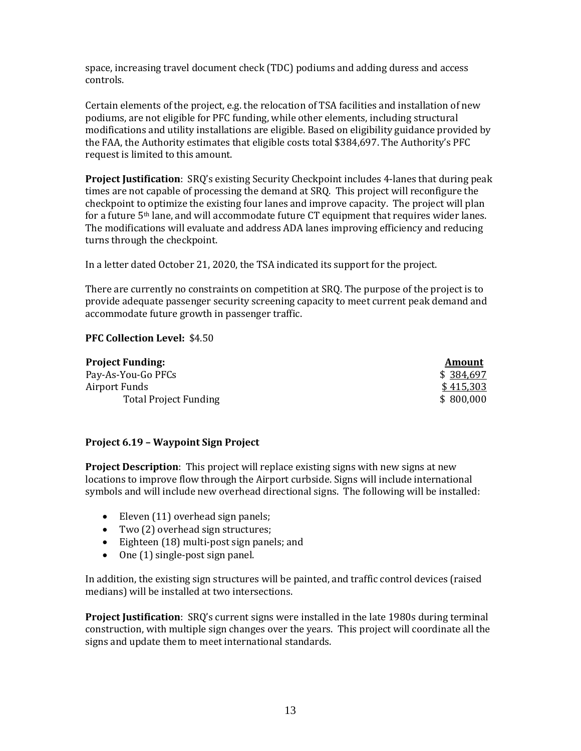space, increasing travel document check (TDC) podiums and adding duress and access controls.

Certain elements of the project, e.g. the relocation of TSA facilities and installation of new podiums, are not eligible for PFC funding, while other elements, including structural modifications and utility installations are eligible. Based on eligibility guidance provided by the FAA, the Authority estimates that eligible costs total $384,697. The Authority's PFC request is limited to this amount.

**Project Justification**: SRQ's existing Security Checkpoint includes 4-lanes that during peak times are not capable of processing the demand at SRQ. This project will reconfigure the checkpoint to optimize the existing four lanes and improve capacity. The project will plan for a future 5th lane, and will accommodate future CT equipment that requires wider lanes. The modifications will evaluate and address ADA lanes improving efficiency and reducing turns through the checkpoint.

In a letter dated October 21, 2020, the TSA indicated its support for the project.

There are currently no constraints on competition at SRQ. The purpose of the project is to provide adequate passenger security screening capacity to meet current peak demand and accommodate future growth in passenger traffic.

**PFC Collection Level:** $4.50

| **Project Funding:** | **Amount** |
|---|---|
| Pay-As-You-Go PFCs | $ 384,697 |
| Airport Funds | $ 415,303 |
| Total Project Funding | $ 800,000 |

### Project 6.19 – Waypoint Sign Project

**Project Description**: This project will replace existing signs with new signs at new locations to improve flow through the Airport curbside. Signs will include international symbols and will include new overhead directional signs. The following will be installed:

- Eleven (11) overhead sign panels;
- Two (2) overhead sign structures;
- Eighteen (18) multi-post sign panels; and
- One (1) single-post sign panel.

In addition, the existing sign structures will be painted, and traffic control devices (raised medians) will be installed at two intersections.

**Project Justification**: SRQ's current signs were installed in the late 1980s during terminal construction, with multiple sign changes over the years. This project will coordinate all the signs and update them to meet international standards.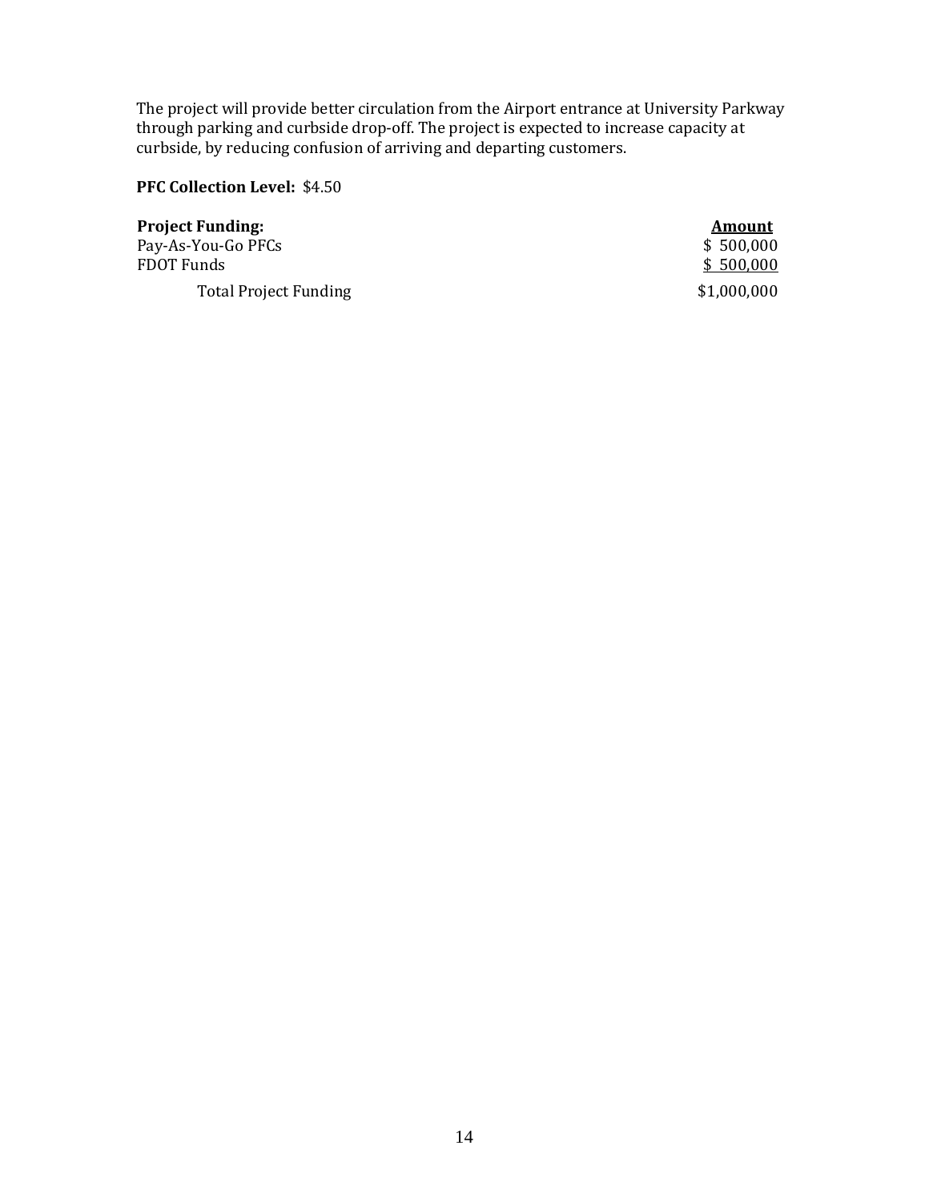The project will provide better circulation from the Airport entrance at University Parkway through parking and curbside drop-off. The project is expected to increase capacity at curbside, by reducing confusion of arriving and departing customers.

**PFC Collection Level:** $4.50

| **Project Funding:** | **Amount** |
|---|---|
| Pay-As-You-Go PFCs | $ 500,000 |
| FDOT Funds | $ 500,000 |
| Total Project Funding | $1,000,000 |